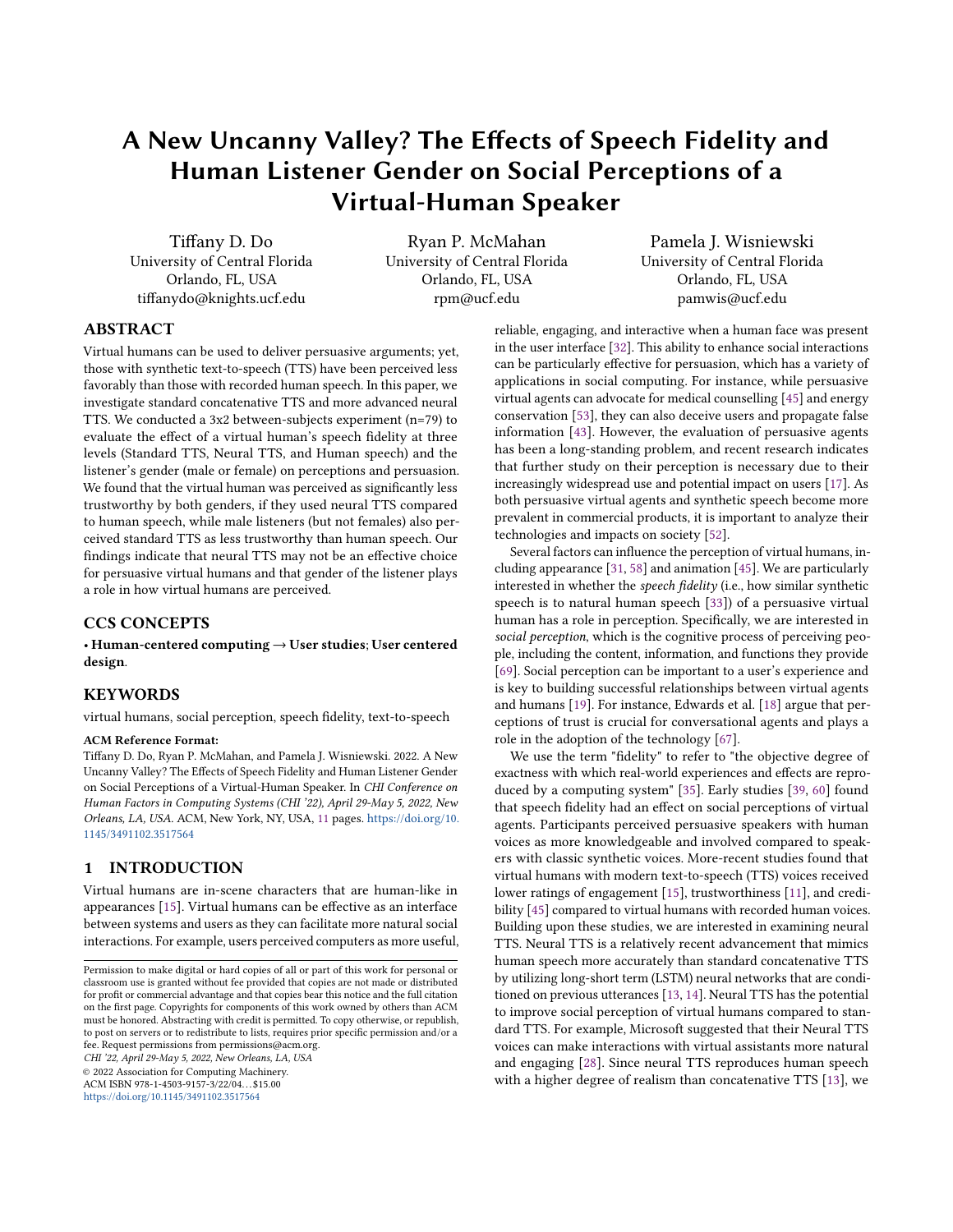# A New Uncanny Valley? The Effects of Speech Fidelity and Human Listener Gender on Social Perceptions of a Virtual-Human Speaker

Tiffany D. Do
University of Central Florida
Orlando, FL, USA
tiffanydo@knights.ucf.edu

Ryan P. McMahan
University of Central Florida
Orlando, FL, USA
rpm@ucf.edu

Pamela J. Wisniewski
University of Central Florida
Orlando, FL, USA
pamwis@ucf.edu

## ABSTRACT

Virtual humans can be used to deliver persuasive arguments; yet, those with synthetic text-to-speech (TTS) have been perceived less favorably than those with recorded human speech. In this paper, we investigate standard concatenative TTS and more advanced neural TTS. We conducted a 3x2 between-subjects experiment (n=79) to evaluate the effect of a virtual human's speech fidelity at three levels (Standard TTS, Neural TTS, and Human speech) and the listener's gender (male or female) on perceptions and persuasion. We found that the virtual human was perceived as significantly less trustworthy by both genders, if they used neural TTS compared to human speech, while male listeners (but not females) also perceived standard TTS as less trustworthy than human speech. Our findings indicate that neural TTS may not be an effective choice for persuasive virtual humans and that gender of the listener plays a role in how virtual humans are perceived.

## CCS CONCEPTS

• **Human-centered computing → User studies; User centered design**.

## KEYWORDS

virtual humans, social perception, speech fidelity, text-to-speech

**ACM Reference Format:**
Tiffany D. Do, Ryan P. McMahan, and Pamela J. Wisniewski. 2022. A New Uncanny Valley? The Effects of Speech Fidelity and Human Listener Gender on Social Perceptions of a Virtual-Human Speaker. In *CHI Conference on Human Factors in Computing Systems (CHI '22), April 29-May 5, 2022, New Orleans, LA, USA.* ACM, New York, NY, USA, 11 pages. https://doi.org/10.1145/3491102.3517564

## 1 INTRODUCTION

Virtual humans are in-scene characters that are human-like in appearances [15]. Virtual humans can be effective as an interface between systems and users as they can facilitate more natural social interactions. For example, users perceived computers as more useful, reliable, engaging, and interactive when a human face was present in the user interface [32]. This ability to enhance social interactions can be particularly effective for persuasion, which has a variety of applications in social computing. For instance, while persuasive virtual agents can advocate for medical counselling [45] and energy conservation [53], they can also deceive users and propagate false information [43]. However, the evaluation of persuasive agents has been a long-standing problem, and recent research indicates that further study on their perception is necessary due to their increasingly widespread use and potential impact on users [17]. As both persuasive virtual agents and synthetic speech become more prevalent in commercial products, it is important to analyze their technologies and impacts on society [52].

Several factors can influence the perception of virtual humans, including appearance [31, 58] and animation [45]. We are particularly interested in whether the *speech fidelity* (i.e., how similar synthetic speech is to natural human speech [33]) of a persuasive virtual human has a role in perception. Specifically, we are interested in *social perception*, which is the cognitive process of perceiving people, including the content, information, and functions they provide [69]. Social perception can be important to a user's experience and is key to building successful relationships between virtual agents and humans [19]. For instance, Edwards et al. [18] argue that perceptions of trust is crucial for conversational agents and plays a role in the adoption of the technology [67].

We use the term "fidelity" to refer to "the objective degree of exactness with which real-world experiences and effects are reproduced by a computing system" [35]. Early studies [39, 60] found that speech fidelity had an effect on social perceptions of virtual agents. Participants perceived persuasive speakers with human voices as more knowledgeable and involved compared to speakers with classic synthetic voices. More-recent studies found that virtual humans with modern text-to-speech (TTS) voices received lower ratings of engagement [15], trustworthiness [11], and credibility [45] compared to virtual humans with recorded human voices. Building upon these studies, we are interested in examining neural TTS. Neural TTS is a relatively recent advancement that mimics human speech more accurately than standard concatenative TTS by utilizing long-short term (LSTM) neural networks that are conditioned on previous utterances [13, 14]. Neural TTS has the potential to improve social perception of virtual humans compared to standard TTS. For example, Microsoft suggested that their Neural TTS voices can make interactions with virtual assistants more natural and engaging [28]. Since neural TTS reproduces human speech with a higher degree of realism than concatenative TTS [13], we

Permission to make digital or hard copies of all or part of this work for personal or classroom use is granted without fee provided that copies are not made or distributed for profit or commercial advantage and that copies bear this notice and the full citation on the first page. Copyrights for components of this work owned by others than ACM must be honored. Abstracting with credit is permitted. To copy otherwise, or republish, to post on servers or to redistribute to lists, requires prior specific permission and/or a fee. Request permissions from permissions@acm.org.
*CHI '22, April 29-May 5, 2022, New Orleans, LA, USA*
© 2022 Association for Computing Machinery.
ACM ISBN 978-1-4503-9157-3/22/04...$15.00
https://doi.org/10.1145/3491102.3517564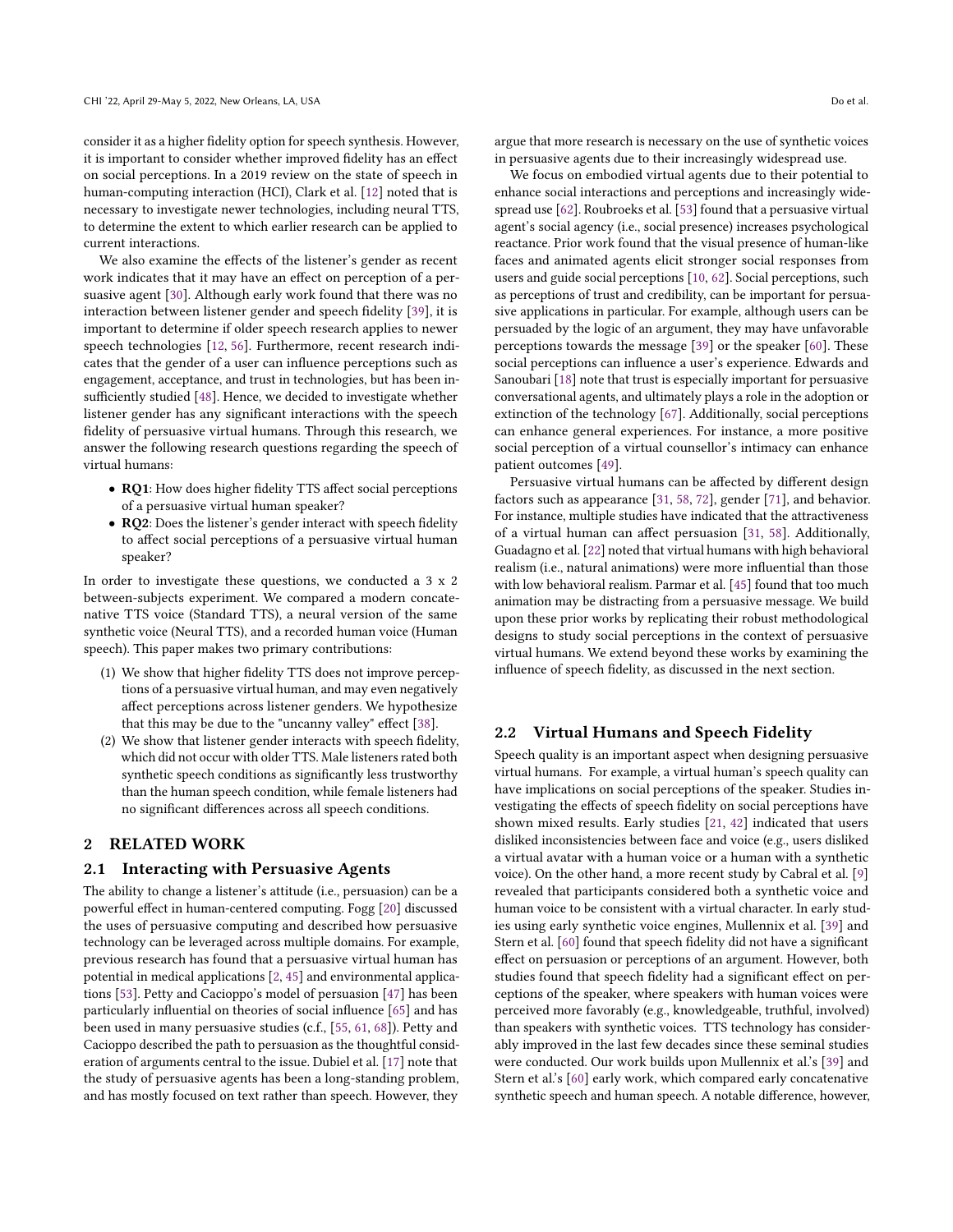consider it as a higher fidelity option for speech synthesis. However, it is important to consider whether improved fidelity has an effect on social perceptions. In a 2019 review on the state of speech in human-computing interaction (HCI), Clark et al. [12] noted that is necessary to investigate newer technologies, including neural TTS, to determine the extent to which earlier research can be applied to current interactions.

We also examine the effects of the listener's gender as recent work indicates that it may have an effect on perception of a persuasive agent [30]. Although early work found that there was no interaction between listener gender and speech fidelity [39], it is important to determine if older speech research applies to newer speech technologies [12, 56]. Furthermore, recent research indicates that the gender of a user can influence perceptions such as engagement, acceptance, and trust in technologies, but has been insufficiently studied [48]. Hence, we decided to investigate whether listener gender has any significant interactions with the speech fidelity of persuasive virtual humans. Through this research, we answer the following research questions regarding the speech of virtual humans:

- **RQ1**: How does higher fidelity TTS affect social perceptions of a persuasive virtual human speaker?
- **RQ2**: Does the listener's gender interact with speech fidelity to affect social perceptions of a persuasive virtual human speaker?

In order to investigate these questions, we conducted a 3 x 2 between-subjects experiment. We compared a modern concatenative TTS voice (Standard TTS), a neural version of the same synthetic voice (Neural TTS), and a recorded human voice (Human speech). This paper makes two primary contributions:

1. We show that higher fidelity TTS does not improve perceptions of a persuasive virtual human, and may even negatively affect perceptions across listener genders. We hypothesize that this may be due to the "uncanny valley" effect [38].
2. We show that listener gender interacts with speech fidelity, which did not occur with older TTS. Male listeners rated both synthetic speech conditions as significantly less trustworthy than the human speech condition, while female listeners had no significant differences across all speech conditions.

## 2 RELATED WORK

### 2.1 Interacting with Persuasive Agents

The ability to change a listener's attitude (i.e., persuasion) can be a powerful effect in human-centered computing. Fogg [20] discussed the uses of persuasive computing and described how persuasive technology can be leveraged across multiple domains. For example, previous research has found that a persuasive virtual human has potential in medical applications [2, 45] and environmental applications [53]. Petty and Cacioppo's model of persuasion [47] has been particularly influential on theories of social influence [65] and has been used in many persuasive studies (c.f., [55, 61, 68]). Petty and Cacioppo described the path to persuasion as the thoughtful consideration of arguments central to the issue. Dubiel et al. [17] note that the study of persuasive agents has been a long-standing problem, and has mostly focused on text rather than speech. However, they argue that more research is necessary on the use of synthetic voices in persuasive agents due to their increasingly widespread use.

We focus on embodied virtual agents due to their potential to enhance social interactions and perceptions and increasingly widespread use [62]. Roubroeks et al. [53] found that a persuasive virtual agent's social agency (i.e., social presence) increases psychological reactance. Prior work found that the visual presence of human-like faces and animated agents elicit stronger social responses from users and guide social perceptions [10, 62]. Social perceptions, such as perceptions of trust and credibility, can be important for persuasive applications in particular. For example, although users can be persuaded by the logic of an argument, they may have unfavorable perceptions towards the message [39] or the speaker [60]. These social perceptions can influence a user's experience. Edwards and Sanoubari [18] note that trust is especially important for persuasive conversational agents, and ultimately plays a role in the adoption or extinction of the technology [67]. Additionally, social perceptions can enhance general experiences. For instance, a more positive social perception of a virtual counsellor's intimacy can enhance patient outcomes [49].

Persuasive virtual humans can be affected by different design factors such as appearance [31, 58, 72], gender [71], and behavior. For instance, multiple studies have indicated that the attractiveness of a virtual human can affect persuasion [31, 58]. Additionally, Guadagno et al. [22] noted that virtual humans with high behavioral realism (i.e., natural animations) were more influential than those with low behavioral realism. Parmar et al. [45] found that too much animation may be distracting from a persuasive message. We build upon these prior works by replicating their robust methodological designs to study social perceptions in the context of persuasive virtual humans. We extend beyond these works by examining the influence of speech fidelity, as discussed in the next section.

### 2.2 Virtual Humans and Speech Fidelity

Speech quality is an important aspect when designing persuasive virtual humans. For example, a virtual human's speech quality can have implications on social perceptions of the speaker. Studies investigating the effects of speech fidelity on social perceptions have shown mixed results. Early studies [21, 42] indicated that users disliked inconsistencies between face and voice (e.g., users disliked a virtual avatar with a human voice or a human with a synthetic voice). On the other hand, a more recent study by Cabral et al. [9] revealed that participants considered both a synthetic voice and human voice to be consistent with a virtual character. In early studies using early synthetic voice engines, Mullennix et al. [39] and Stern et al. [60] found that speech fidelity did not have a significant effect on persuasion or perceptions of an argument. However, both studies found that speech fidelity had a significant effect on perceptions of the speaker, where speakers with human voices were perceived more favorably (e.g., knowledgeable, truthful, involved) than speakers with synthetic voices. TTS technology has considerably improved in the last few decades since these seminal studies were conducted. Our work builds upon Mullennix et al.'s [39] and Stern et al.'s [60] early work, which compared early concatenative synthetic speech and human speech. A notable difference, however,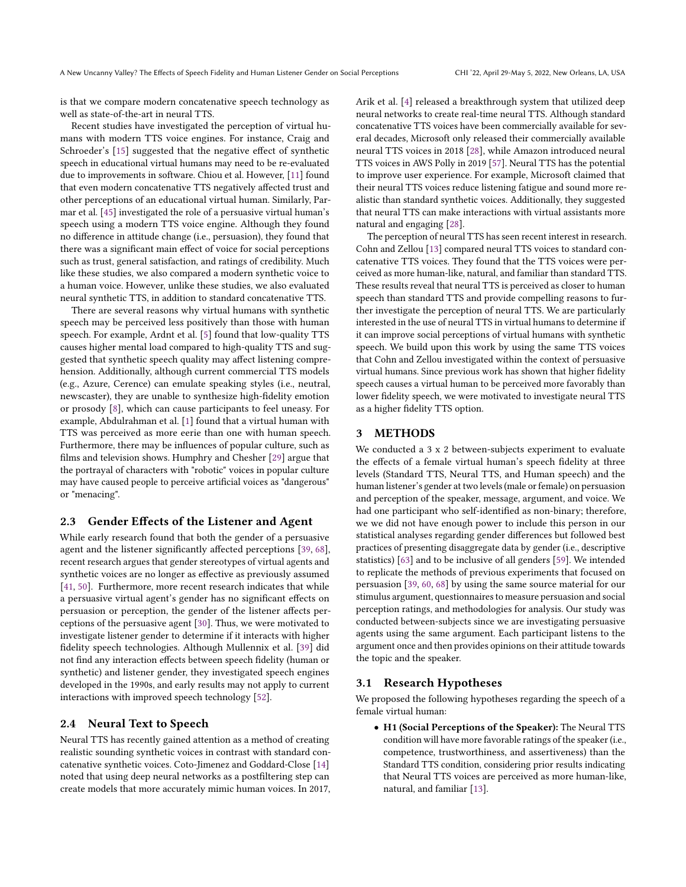is that we compare modern concatenative speech technology as well as state-of-the-art in neural TTS.

Recent studies have investigated the perception of virtual humans with modern TTS voice engines. For instance, Craig and Schroeder's [15] suggested that the negative effect of synthetic speech in educational virtual humans may need to be re-evaluated due to improvements in software. Chiou et al. However, [11] found that even modern concatenative TTS negatively affected trust and other perceptions of an educational virtual human. Similarly, Parmar et al. [45] investigated the role of a persuasive virtual human's speech using a modern TTS voice engine. Although they found no difference in attitude change (i.e., persuasion), they found that there was a significant main effect of voice for social perceptions such as trust, general satisfaction, and ratings of credibility. Much like these studies, we also compared a modern synthetic voice to a human voice. However, unlike these studies, we also evaluated neural synthetic TTS, in addition to standard concatenative TTS.

There are several reasons why virtual humans with synthetic speech may be perceived less positively than those with human speech. For example, Ardnt et al. [5] found that low-quality TTS causes higher mental load compared to high-quality TTS and suggested that synthetic speech quality may affect listening comprehension. Additionally, although current commercial TTS models (e.g., Azure, Cerence) can emulate speaking styles (i.e., neutral, newscaster), they are unable to synthesize high-fidelity emotion or prosody [8], which can cause participants to feel uneasy. For example, Abdulrahman et al. [1] found that a virtual human with TTS was perceived as more eerie than one with human speech. Furthermore, there may be influences of popular culture, such as films and television shows. Humphry and Chesher [29] argue that the portrayal of characters with "robotic" voices in popular culture may have caused people to perceive artificial voices as "dangerous" or "menacing".

### 2.3 Gender Effects of the Listener and Agent

While early research found that both the gender of a persuasive agent and the listener significantly affected perceptions [39, 68], recent research argues that gender stereotypes of virtual agents and synthetic voices are no longer as effective as previously assumed [41, 50]. Furthermore, more recent research indicates that while a persuasive virtual agent's gender has no significant effects on persuasion or perception, the gender of the listener affects perceptions of the persuasive agent [30]. Thus, we were motivated to investigate listener gender to determine if it interacts with higher fidelity speech technologies. Although Mullennix et al. [39] did not find any interaction effects between speech fidelity (human or synthetic) and listener gender, they investigated speech engines developed in the 1990s, and early results may not apply to current interactions with improved speech technology [52].

### 2.4 Neural Text to Speech

Neural TTS has recently gained attention as a method of creating realistic sounding synthetic voices in contrast with standard concatenative synthetic voices. Coto-Jimenez and Goddard-Close [14] noted that using deep neural networks as a postfiltering step can create models that more accurately mimic human voices. In 2017, Arik et al. [4] released a breakthrough system that utilized deep neural networks to create real-time neural TTS. Although standard concatenative TTS voices have been commercially available for several decades, Microsoft only released their commercially available neural TTS voices in 2018 [28], while Amazon introduced neural TTS voices in AWS Polly in 2019 [57]. Neural TTS has the potential to improve user experience. For example, Microsoft claimed that their neural TTS voices reduce listening fatigue and sound more realistic than standard synthetic voices. Additionally, they suggested that neural TTS can make interactions with virtual assistants more natural and engaging [28].

The perception of neural TTS has seen recent interest in research. Cohn and Zellou [13] compared neural TTS voices to standard concatenative TTS voices. They found that the TTS voices were perceived as more human-like, natural, and familiar than standard TTS. These results reveal that neural TTS is perceived as closer to human speech than standard TTS and provide compelling reasons to further investigate the perception of neural TTS. We are particularly interested in the use of neural TTS in virtual humans to determine if it can improve social perceptions of virtual humans with synthetic speech. We build upon this work by using the same TTS voices that Cohn and Zellou investigated within the context of persuasive virtual humans. Since previous work has shown that higher fidelity speech causes a virtual human to be perceived more favorably than lower fidelity speech, we were motivated to investigate neural TTS as a higher fidelity TTS option.

## 3 METHODS

We conducted a 3 x 2 between-subjects experiment to evaluate the effects of a female virtual human's speech fidelity at three levels (Standard TTS, Neural TTS, and Human speech) and the human listener's gender at two levels (male or female) on persuasion and perception of the speaker, message, argument, and voice. We had one participant who self-identified as non-binary; therefore, we we did not have enough power to include this person in our statistical analyses regarding gender differences but followed best practices of presenting disaggregate data by gender (i.e., descriptive statistics) [63] and to be inclusive of all genders [59]. We intended to replicate the methods of previous experiments that focused on persuasion [39, 60, 68] by using the same source material for our stimulus argument, questionnaires to measure persuasion and social perception ratings, and methodologies for analysis. Our study was conducted between-subjects since we are investigating persuasive agents using the same argument. Each participant listens to the argument once and then provides opinions on their attitude towards the topic and the speaker.

### 3.1 Research Hypotheses

We proposed the following hypotheses regarding the speech of a female virtual human:

- **H1 (Social Perceptions of the Speaker):** The Neural TTS condition will have more favorable ratings of the speaker (i.e., competence, trustworthiness, and assertiveness) than the Standard TTS condition, considering prior results indicating that Neural TTS voices are perceived as more human-like, natural, and familiar [13].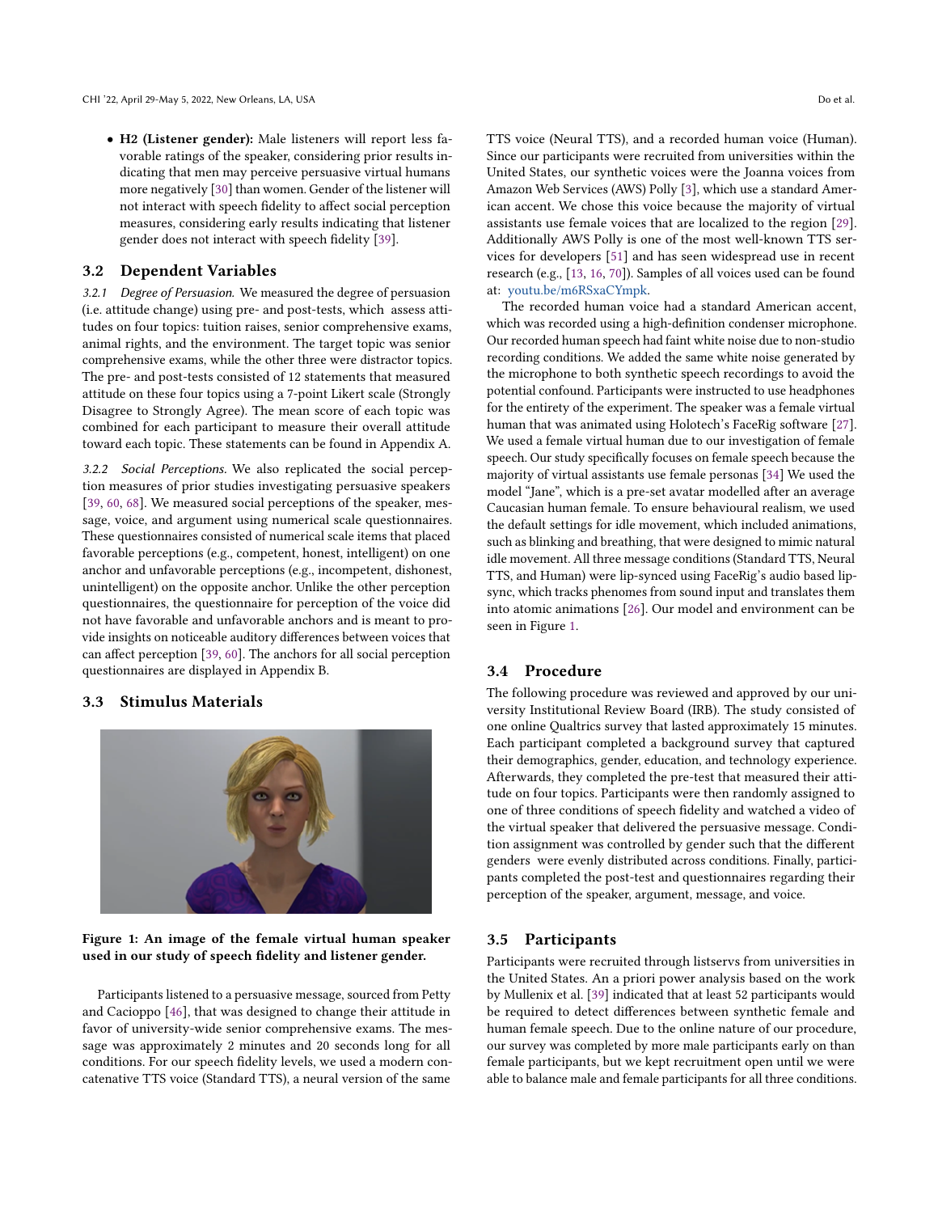- **H2 (Listener gender):** Male listeners will report less favorable ratings of the speaker, considering prior results indicating that men may perceive persuasive virtual humans more negatively [30] than women. Gender of the listener will not interact with speech fidelity to affect social perception measures, considering early results indicating that listener gender does not interact with speech fidelity [39].

## 3.2 Dependent Variables

*3.2.1 Degree of Persuasion.* We measured the degree of persuasion (i.e. attitude change) using pre- and post-tests, which assess attitudes on four topics: tuition raises, senior comprehensive exams, animal rights, and the environment. The target topic was senior comprehensive exams, while the other three were distractor topics. The pre- and post-tests consisted of 12 statements that measured attitude on these four topics using a 7-point Likert scale (Strongly Disagree to Strongly Agree). The mean score of each topic was combined for each participant to measure their overall attitude toward each topic. These statements can be found in Appendix A.

*3.2.2 Social Perceptions.* We also replicated the social perception measures of prior studies investigating persuasive speakers [39, 60, 68]. We measured social perceptions of the speaker, message, voice, and argument using numerical scale questionnaires. These questionnaires consisted of numerical scale items that placed favorable perceptions (e.g., competent, honest, intelligent) on one anchor and unfavorable perceptions (e.g., incompetent, dishonest, unintelligent) on the opposite anchor. Unlike the other perception questionnaires, the questionnaire for perception of the voice did not have favorable and unfavorable anchors and is meant to provide insights on noticeable auditory differences between voices that can affect perception [39, 60]. The anchors for all social perception questionnaires are displayed in Appendix B.

## 3.3 Stimulus Materials

**Figure 1: An image of the female virtual human speaker used in our study of speech fidelity and listener gender.**

Participants listened to a persuasive message, sourced from Petty and Cacioppo [46], that was designed to change their attitude in favor of university-wide senior comprehensive exams. The message was approximately 2 minutes and 20 seconds long for all conditions. For our speech fidelity levels, we used a modern concatenative TTS voice (Standard TTS), a neural version of the same TTS voice (Neural TTS), and a recorded human voice (Human). Since our participants were recruited from universities within the United States, our synthetic voices were the Joanna voices from Amazon Web Services (AWS) Polly [3], which use a standard American accent. We chose this voice because the majority of virtual assistants use female voices that are localized to the region [29]. Additionally AWS Polly is one of the most well-known TTS services for developers [51] and has seen widespread use in recent research (e.g., [13, 16, 70]). Samples of all voices used can be found at: youtu.be/m6RSxaCYmpk.

The recorded human voice had a standard American accent, which was recorded using a high-definition condenser microphone. Our recorded human speech had faint white noise due to non-studio recording conditions. We added the same white noise generated by the microphone to both synthetic speech recordings to avoid the potential confound. Participants were instructed to use headphones for the entirety of the experiment. The speaker was a female virtual human that was animated using Holotech's FaceRig software [27]. We used a female virtual human due to our investigation of female speech. Our study specifically focuses on female speech because the majority of virtual assistants use female personas [34] We used the model "Jane", which is a pre-set avatar modelled after an average Caucasian human female. To ensure behavioural realism, we used the default settings for idle movement, which included animations, such as blinking and breathing, that were designed to mimic natural idle movement. All three message conditions (Standard TTS, Neural TTS, and Human) were lip-synced using FaceRig's audio based lip-sync, which tracks phenomes from sound input and translates them into atomic animations [26]. Our model and environment can be seen in Figure 1.

## 3.4 Procedure

The following procedure was reviewed and approved by our university Institutional Review Board (IRB). The study consisted of one online Qualtrics survey that lasted approximately 15 minutes. Each participant completed a background survey that captured their demographics, gender, education, and technology experience. Afterwards, they completed the pre-test that measured their attitude on four topics. Participants were then randomly assigned to one of three conditions of speech fidelity and watched a video of the virtual speaker that delivered the persuasive message. Condition assignment was controlled by gender such that the different genders were evenly distributed across conditions. Finally, participants completed the post-test and questionnaires regarding their perception of the speaker, argument, message, and voice.

## 3.5 Participants

Participants were recruited through listservs from universities in the United States. An a priori power analysis based on the work by Mullenix et al. [39] indicated that at least 52 participants would be required to detect differences between synthetic female and human female speech. Due to the online nature of our procedure, our survey was completed by more male participants early on than female participants, but we kept recruitment open until we were able to balance male and female participants for all three conditions.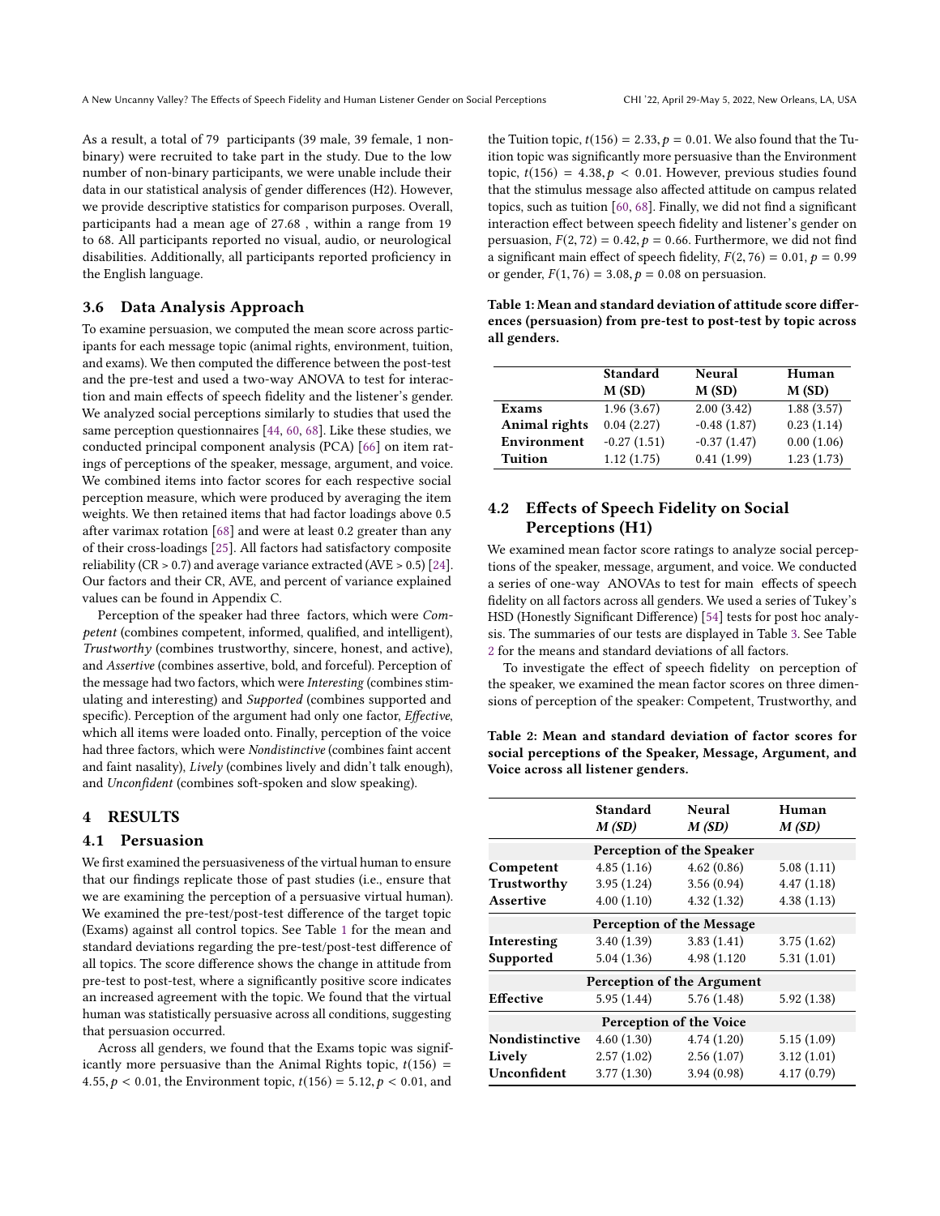As a result, a total of 79 participants (39 male, 39 female, 1 non-binary) were recruited to take part in the study. Due to the low number of non-binary participants, we were unable include their data in our statistical analysis of gender differences (H2). However, we provide descriptive statistics for comparison purposes. Overall, participants had a mean age of 27.68 , within a range from 19 to 68. All participants reported no visual, audio, or neurological disabilities. Additionally, all participants reported proficiency in the English language.

### 3.6 Data Analysis Approach

To examine persuasion, we computed the mean score across participants for each message topic (animal rights, environment, tuition, and exams). We then computed the difference between the post-test and the pre-test and used a two-way ANOVA to test for interaction and main effects of speech fidelity and the listener's gender. We analyzed social perceptions similarly to studies that used the same perception questionnaires [44, 60, 68]. Like these studies, we conducted principal component analysis (PCA) [66] on item ratings of perceptions of the speaker, message, argument, and voice. We combined items into factor scores for each respective social perception measure, which were produced by averaging the item weights. We then retained items that had factor loadings above 0.5 after varimax rotation [68] and were at least 0.2 greater than any of their cross-loadings [25]. All factors had satisfactory composite reliability (CR > 0.7) and average variance extracted (AVE > 0.5) [24]. Our factors and their CR, AVE, and percent of variance explained values can be found in Appendix C.

Perception of the speaker had three factors, which were *Competent* (combines competent, informed, qualified, and intelligent), *Trustworthy* (combines trustworthy, sincere, honest, and active), and *Assertive* (combines assertive, bold, and forceful). Perception of the message had two factors, which were *Interesting* (combines stimulating and interesting) and *Supported* (combines supported and specific). Perception of the argument had only one factor, *Effective*, which all items were loaded onto. Finally, perception of the voice had three factors, which were *Nondistinctive* (combines faint accent and faint nasality), *Lively* (combines lively and didn't talk enough), and *Unconfident* (combines soft-spoken and slow speaking).

## 4 RESULTS

### 4.1 Persuasion

We first examined the persuasiveness of the virtual human to ensure that our findings replicate those of past studies (i.e., ensure that we are examining the perception of a persuasive virtual human). We examined the pre-test/post-test difference of the target topic (Exams) against all control topics. See Table 1 for the mean and standard deviations regarding the pre-test/post-test difference of all topics. The score difference shows the change in attitude from pre-test to post-test, where a significantly positive score indicates an increased agreement with the topic. We found that the virtual human was statistically persuasive across all conditions, suggesting that persuasion occurred.

Across all genders, we found that the Exams topic was significantly more persuasive than the Animal Rights topic, $t(156) = 4.55, p < 0.01$, the Environment topic, $t(156) = 5.12, p < 0.01$, and the Tuition topic, $t(156) = 2.33, p = 0.01$. We also found that the Tuition topic was significantly more persuasive than the Environment topic, $t(156) = 4.38, p < 0.01$. However, previous studies found that the stimulus message also affected attitude on campus related topics, such as tuition [60, 68]. Finally, we did not find a significant interaction effect between speech fidelity and listener's gender on persuasion, $F(2, 72) = 0.42, p = 0.66$. Furthermore, we did not find a significant main effect of speech fidelity, $F(2, 76) = 0.01, p = 0.99$ or gender, $F(1, 76) = 3.08, p = 0.08$ on persuasion.

**Table 1: Mean and standard deviation of attitude score differences (persuasion) from pre-test to post-test by topic across all genders.**

| | Standard M (SD) | Neural M (SD) | Human M (SD) |
|---|---|---|---|
| **Exams** | 1.96 (3.67) | 2.00 (3.42) | 1.88 (3.57) |
| **Animal rights** | 0.04 (2.27) | -0.48 (1.87) | 0.23 (1.14) |
| **Environment** | -0.27 (1.51) | -0.37 (1.47) | 0.00 (1.06) |
| **Tuition** | 1.12 (1.75) | 0.41 (1.99) | 1.23 (1.73) |

### 4.2 Effects of Speech Fidelity on Social Perceptions (H1)

We examined mean factor score ratings to analyze social perceptions of the speaker, message, argument, and voice. We conducted a series of one-way ANOVAs to test for main effects of speech fidelity on all factors across all genders. We used a series of Tukey's HSD (Honestly Significant Difference) [54] tests for post hoc analysis. The summaries of our tests are displayed in Table 3. See Table 2 for the means and standard deviations of all factors.

To investigate the effect of speech fidelity on perception of the speaker, we examined the mean factor scores on three dimensions of perception of the speaker: Competent, Trustworthy, and

**Table 2: Mean and standard deviation of factor scores for social perceptions of the Speaker, Message, Argument, and Voice across all listener genders.**

| | Standard *M (SD)* | Neural *M (SD)* | Human *M (SD)* |
|---|---|---|---|
| | **Perception of the Speaker** | | |
| **Competent** | 4.85 (1.16) | 4.62 (0.86) | 5.08 (1.11) |
| **Trustworthy** | 3.95 (1.24) | 3.56 (0.94) | 4.47 (1.18) |
| **Assertive** | 4.00 (1.10) | 4.32 (1.32) | 4.38 (1.13) |
| | **Perception of the Message** | | |
| **Interesting** | 3.40 (1.39) | 3.83 (1.41) | 3.75 (1.62) |
| **Supported** | 5.04 (1.36) | 4.98 (1.120 | 5.31 (1.01) |
| | **Perception of the Argument** | | |
| **Effective** | 5.95 (1.44) | 5.76 (1.48) | 5.92 (1.38) |
| | **Perception of the Voice** | | |
| **Nondistinctive** | 4.60 (1.30) | 4.74 (1.20) | 5.15 (1.09) |
| **Lively** | 2.57 (1.02) | 2.56 (1.07) | 3.12 (1.01) |
| **Unconfident** | 3.77 (1.30) | 3.94 (0.98) | 4.17 (0.79) |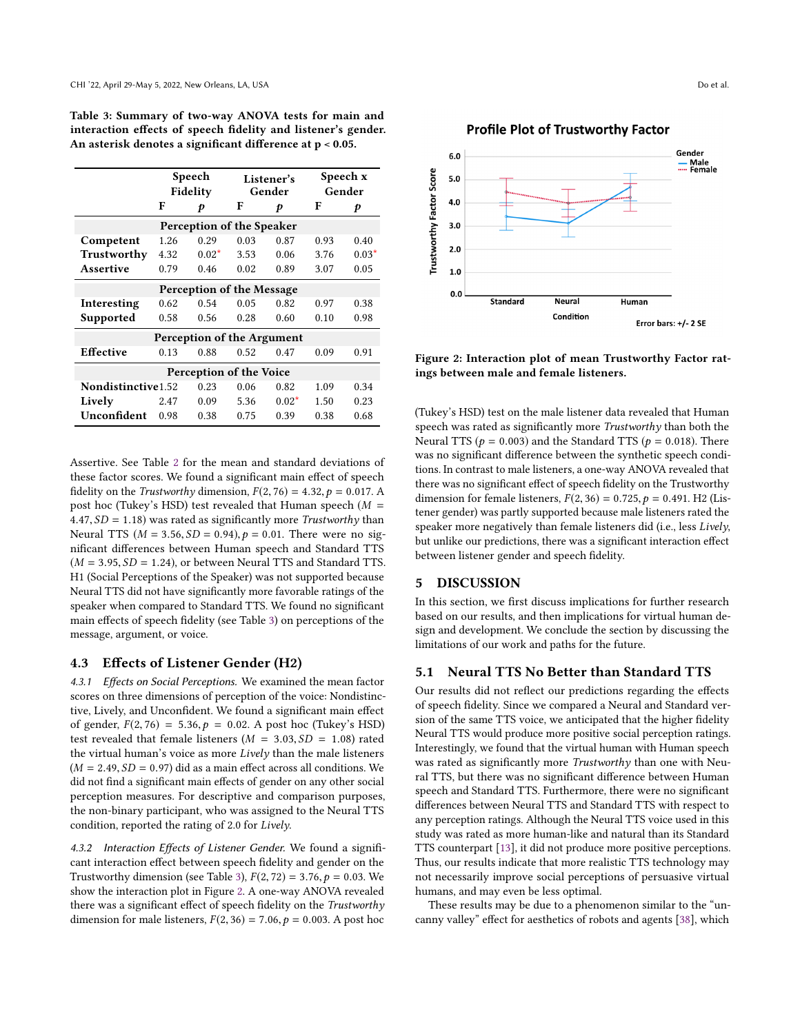Table 3: Summary of two-way ANOVA tests for main and interaction effects of speech fidelity and listener's gender. An asterisk denotes a significant difference at p < 0.05.

| | Speech Fidelity | | Listener's Gender | | Speech x Gender | |
|---|---|---|---|---|---|---|
| | F | p | F | p | F | p |
| **Perception of the Speaker** | | | | | | |
| **Competent** | 1.26 | 0.29 | 0.03 | 0.87 | 0.93 | 0.40 |
| **Trustworthy** | 4.32 | 0.02* | 3.53 | 0.06 | 3.76 | 0.03* |
| **Assertive** | 0.79 | 0.46 | 0.02 | 0.89 | 3.07 | 0.05 |
| **Perception of the Message** | | | | | | |
| **Interesting** | 0.62 | 0.54 | 0.05 | 0.82 | 0.97 | 0.38 |
| **Supported** | 0.58 | 0.56 | 0.28 | 0.60 | 0.10 | 0.98 |
| **Perception of the Argument** | | | | | | |
| **Effective** | 0.13 | 0.88 | 0.52 | 0.47 | 0.09 | 0.91 |
| **Perception of the Voice** | | | | | | |
| **Nondistinctive** | 1.52 | 0.23 | 0.06 | 0.82 | 1.09 | 0.34 |
| **Lively** | 2.47 | 0.09 | 5.36 | 0.02* | 1.50 | 0.23 |
| **Unconfident** | 0.98 | 0.38 | 0.75 | 0.39 | 0.38 | 0.68 |

Assertive. See Table 2 for the mean and standard deviations of these factor scores. We found a significant main effect of speech fidelity on the *Trustworthy* dimension, $F(2, 76) = 4.32, p = 0.017$. A post hoc (Tukey's HSD) test revealed that Human speech ($M = 4.47, SD = 1.18$) was rated as significantly more *Trustworthy* than Neural TTS ($M = 3.56, SD = 0.94$), $p = 0.01$. There were no significant differences between Human speech and Standard TTS ($M = 3.95, SD = 1.24$), or between Neural TTS and Standard TTS. H1 (Social Perceptions of the Speaker) was not supported because Neural TTS did not have significantly more favorable ratings of the speaker when compared to Standard TTS. We found no significant main effects of speech fidelity (see Table 3) on perceptions of the message, argument, or voice.

## 4.3 Effects of Listener Gender (H2)

*4.3.1 Effects on Social Perceptions.* We examined the mean factor scores on three dimensions of perception of the voice: Nondistinctive, Lively, and Unconfident. We found a significant main effect of gender, $F(2, 76) = 5.36, p = 0.02$. A post hoc (Tukey's HSD) test revealed that female listeners ($M = 3.03, SD = 1.08$) rated the virtual human's voice as more *Lively* than the male listeners ($M = 2.49, SD = 0.97$) did as a main effect across all conditions. We did not find a significant main effects of gender on any other social perception measures. For descriptive and comparison purposes, the non-binary participant, who was assigned to the Neural TTS condition, reported the rating of 2.0 for *Lively*.

*4.3.2 Interaction Effects of Listener Gender.* We found a significant interaction effect between speech fidelity and gender on the Trustworthy dimension (see Table 3), $F(2, 72) = 3.76, p = 0.03$. We show the interaction plot in Figure 2. A one-way ANOVA revealed there was a significant effect of speech fidelity on the *Trustworthy* dimension for male listeners, $F(2, 36) = 7.06, p = 0.003$. A post hoc (Tukey's HSD) test on the male listener data revealed that Human speech was rated as significantly more *Trustworthy* than both the Neural TTS ($p = 0.003$) and the Standard TTS ($p = 0.018$). There was no significant difference between the synthetic speech conditions. In contrast to male listeners, a one-way ANOVA revealed that there was no significant effect of speech fidelity on the Trustworthy dimension for female listeners, $F(2, 36) = 0.725, p = 0.491$. H2 (Listener gender) was partly supported because male listeners rated the speaker more negatively than female listeners did (i.e., less *Lively*, but unlike our predictions, there was a significant interaction effect between listener gender and speech fidelity.

Figure 2: Interaction plot of mean Trustworthy Factor ratings between male and female listeners.

# 5 DISCUSSION

In this section, we first discuss implications for further research based on our results, and then implications for virtual human design and development. We conclude the section by discussing the limitations of our work and paths for the future.

## 5.1 Neural TTS No Better than Standard TTS

Our results did not reflect our predictions regarding the effects of speech fidelity. Since we compared a Neural and Standard version of the same TTS voice, we anticipated that the higher fidelity Neural TTS would produce more positive social perception ratings. Interestingly, we found that the virtual human with Human speech was rated as significantly more *Trustworthy* than one with Neural TTS, but there was no significant difference between Human speech and Standard TTS. Furthermore, there were no significant differences between Neural TTS and Standard TTS with respect to any perception ratings. Although the Neural TTS voice used in this study was rated as more human-like and natural than its Standard TTS counterpart [13], it did not produce more positive perceptions. Thus, our results indicate that more realistic TTS technology may not necessarily improve social perceptions of persuasive virtual humans, and may even be less optimal.

These results may be due to a phenomenon similar to the "uncanny valley" effect for aesthetics of robots and agents [38], which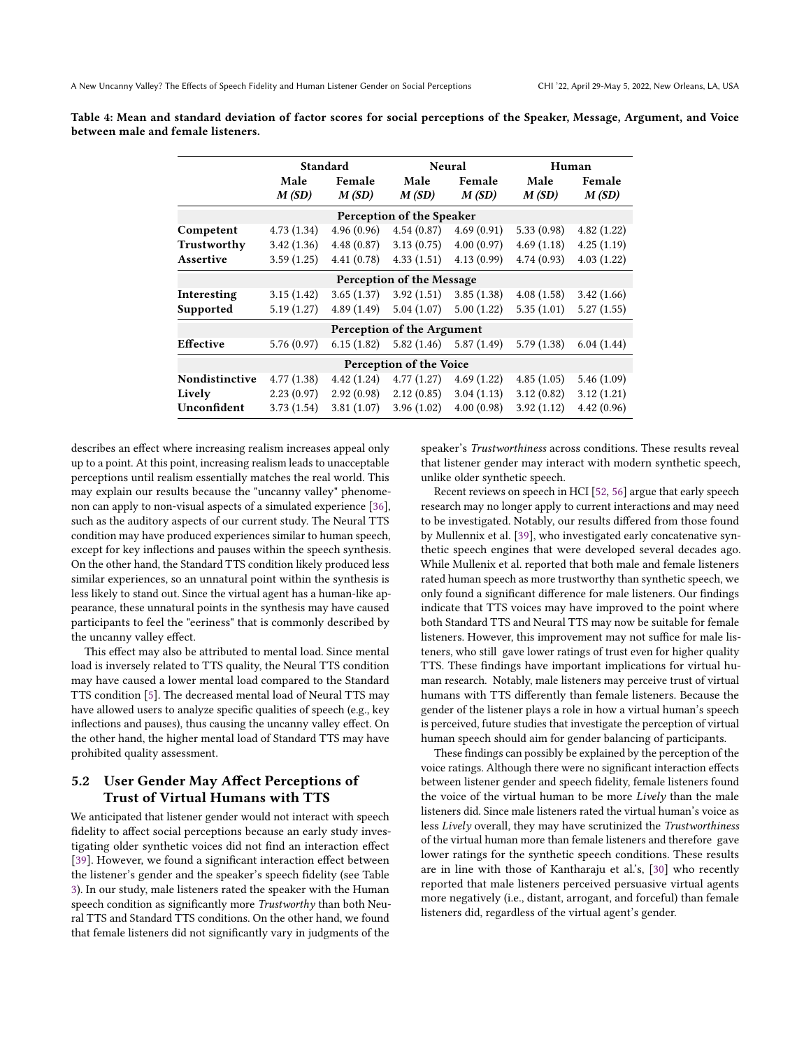**Table 4: Mean and standard deviation of factor scores for social perceptions of the Speaker, Message, Argument, and Voice between male and female listeners.**

| | Standard | | Neural | | Human | |
|---|---|---|---|---|---|---|
| | Male *M (SD)* | Female *M (SD)* | Male *M (SD)* | Female *M (SD)* | Male *M (SD)* | Female *M (SD)* |
| **Perception of the Speaker** | | | | | | |
| **Competent** | 4.73 (1.34) | 4.96 (0.96) | 4.54 (0.87) | 4.69 (0.91) | 5.33 (0.98) | 4.82 (1.22) |
| **Trustworthy** | 3.42 (1.36) | 4.48 (0.87) | 3.13 (0.75) | 4.00 (0.97) | 4.69 (1.18) | 4.25 (1.19) |
| **Assertive** | 3.59 (1.25) | 4.41 (0.78) | 4.33 (1.51) | 4.13 (0.99) | 4.74 (0.93) | 4.03 (1.22) |
| **Perception of the Message** | | | | | | |
| **Interesting** | 3.15 (1.42) | 3.65 (1.37) | 3.92 (1.51) | 3.85 (1.38) | 4.08 (1.58) | 3.42 (1.66) |
| **Supported** | 5.19 (1.27) | 4.89 (1.49) | 5.04 (1.07) | 5.00 (1.22) | 5.35 (1.01) | 5.27 (1.55) |
| **Perception of the Argument** | | | | | | |
| **Effective** | 5.76 (0.97) | 6.15 (1.82) | 5.82 (1.46) | 5.87 (1.49) | 5.79 (1.38) | 6.04 (1.44) |
| **Perception of the Voice** | | | | | | |
| **Nondistinctive** | 4.77 (1.38) | 4.42 (1.24) | 4.77 (1.27) | 4.69 (1.22) | 4.85 (1.05) | 5.46 (1.09) |
| **Lively** | 2.23 (0.97) | 2.92 (0.98) | 2.12 (0.85) | 3.04 (1.13) | 3.12 (0.82) | 3.12 (1.21) |
| **Unconfident** | 3.73 (1.54) | 3.81 (1.07) | 3.96 (1.02) | 4.00 (0.98) | 3.92 (1.12) | 4.42 (0.96) |

describes an effect where increasing realism increases appeal only up to a point. At this point, increasing realism leads to unacceptable perceptions until realism essentially matches the real world. This may explain our results because the "uncanny valley" phenomenon can apply to non-visual aspects of a simulated experience [36], such as the auditory aspects of our current study. The Neural TTS condition may have produced experiences similar to human speech, except for key inflections and pauses within the speech synthesis. On the other hand, the Standard TTS condition likely produced less similar experiences, so an unnatural point within the synthesis is less likely to stand out. Since the virtual agent has a human-like appearance, these unnatural points in the synthesis may have caused participants to feel the "eeriness" that is commonly described by the uncanny valley effect.

This effect may also be attributed to mental load. Since mental load is inversely related to TTS quality, the Neural TTS condition may have caused a lower mental load compared to the Standard TTS condition [5]. The decreased mental load of Neural TTS may have allowed users to analyze specific qualities of speech (e.g., key inflections and pauses), thus causing the uncanny valley effect. On the other hand, the higher mental load of Standard TTS may have prohibited quality assessment.

## 5.2 User Gender May Affect Perceptions of Trust of Virtual Humans with TTS

We anticipated that listener gender would not interact with speech fidelity to affect social perceptions because an early study investigating older synthetic voices did not find an interaction effect [39]. However, we found a significant interaction effect between the listener's gender and the speaker's speech fidelity (see Table 3). In our study, male listeners rated the speaker with the Human speech condition as significantly more *Trustworthy* than both Neural TTS and Standard TTS conditions. On the other hand, we found that female listeners did not significantly vary in judgments of the speaker's *Trustworthiness* across conditions. These results reveal that listener gender may interact with modern synthetic speech, unlike older synthetic speech.

Recent reviews on speech in HCI [52, 56] argue that early speech research may no longer apply to current interactions and may need to be investigated. Notably, our results differed from those found by Mullennix et al. [39], who investigated early concatenative synthetic speech engines that were developed several decades ago. While Mullenix et al. reported that both male and female listeners rated human speech as more trustworthy than synthetic speech, we only found a significant difference for male listeners. Our findings indicate that TTS voices may have improved to the point where both Standard TTS and Neural TTS may now be suitable for female listeners. However, this improvement may not suffice for male listeners, who still gave lower ratings of trust even for higher quality TTS. These findings have important implications for virtual human research. Notably, male listeners may perceive trust of virtual humans with TTS differently than female listeners. Because the gender of the listener plays a role in how a virtual human's speech is perceived, future studies that investigate the perception of virtual human speech should aim for gender balancing of participants.

These findings can possibly be explained by the perception of the voice ratings. Although there were no significant interaction effects between listener gender and speech fidelity, female listeners found the voice of the virtual human to be more *Lively* than the male listeners did. Since male listeners rated the virtual human's voice as less *Lively* overall, they may have scrutinized the *Trustworthiness* of the virtual human more than female listeners and therefore gave lower ratings for the synthetic speech conditions. These results are in line with those of Kantharaju et al.'s, [30] who recently reported that male listeners perceived persuasive virtual agents more negatively (i.e., distant, arrogant, and forceful) than female listeners did, regardless of the virtual agent's gender.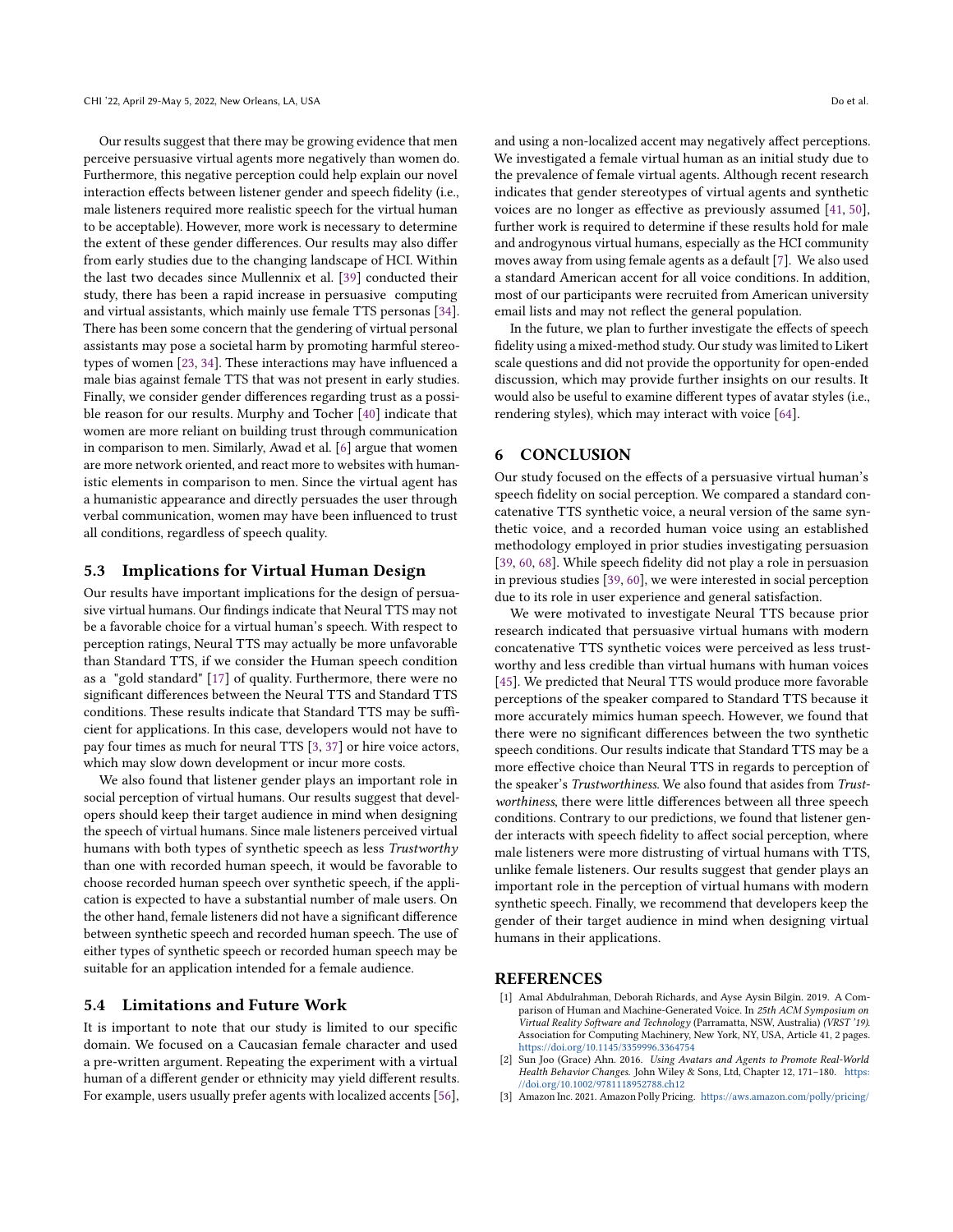Our results suggest that there may be growing evidence that men perceive persuasive virtual agents more negatively than women do. Furthermore, this negative perception could help explain our novel interaction effects between listener gender and speech fidelity (i.e., male listeners required more realistic speech for the virtual human to be acceptable). However, more work is necessary to determine the extent of these gender differences. Our results may also differ from early studies due to the changing landscape of HCI. Within the last two decades since Mullennix et al. [39] conducted their study, there has been a rapid increase in persuasive computing and virtual assistants, which mainly use female TTS personas [34]. There has been some concern that the gendering of virtual personal assistants may pose a societal harm by promoting harmful stereotypes of women [23, 34]. These interactions may have influenced a male bias against female TTS that was not present in early studies. Finally, we consider gender differences regarding trust as a possible reason for our results. Murphy and Tocher [40] indicate that women are more reliant on building trust through communication in comparison to men. Similarly, Awad et al. [6] argue that women are more network oriented, and react more to websites with humanistic elements in comparison to men. Since the virtual agent has a humanistic appearance and directly persuades the user through verbal communication, women may have been influenced to trust all conditions, regardless of speech quality.

### 5.3 Implications for Virtual Human Design

Our results have important implications for the design of persuasive virtual humans. Our findings indicate that Neural TTS may not be a favorable choice for a virtual human's speech. With respect to perception ratings, Neural TTS may actually be more unfavorable than Standard TTS, if we consider the Human speech condition as a "gold standard" [17] of quality. Furthermore, there were no significant differences between the Neural TTS and Standard TTS conditions. These results indicate that Standard TTS may be sufficient for applications. In this case, developers would not have to pay four times as much for neural TTS [3, 37] or hire voice actors, which may slow down development or incur more costs.

We also found that listener gender plays an important role in social perception of virtual humans. Our results suggest that developers should keep their target audience in mind when designing the speech of virtual humans. Since male listeners perceived virtual humans with both types of synthetic speech as less *Trustworthy* than one with recorded human speech, it would be favorable to choose recorded human speech over synthetic speech, if the application is expected to have a substantial number of male users. On the other hand, female listeners did not have a significant difference between synthetic speech and recorded human speech. The use of either types of synthetic speech or recorded human speech may be suitable for an application intended for a female audience.

### 5.4 Limitations and Future Work

It is important to note that our study is limited to our specific domain. We focused on a Caucasian female character and used a pre-written argument. Repeating the experiment with a virtual human of a different gender or ethnicity may yield different results. For example, users usually prefer agents with localized accents [56], and using a non-localized accent may negatively affect perceptions. We investigated a female virtual human as an initial study due to the prevalence of female virtual agents. Although recent research indicates that gender stereotypes of virtual agents and synthetic voices are no longer as effective as previously assumed [41, 50], further work is required to determine if these results hold for male and androgynous virtual humans, especially as the HCI community moves away from using female agents as a default [7]. We also used a standard American accent for all voice conditions. In addition, most of our participants were recruited from American university email lists and may not reflect the general population.

In the future, we plan to further investigate the effects of speech fidelity using a mixed-method study. Our study was limited to Likert scale questions and did not provide the opportunity for open-ended discussion, which may provide further insights on our results. It would also be useful to examine different types of avatar styles (i.e., rendering styles), which may interact with voice [64].

## 6 CONCLUSION

Our study focused on the effects of a persuasive virtual human's speech fidelity on social perception. We compared a standard concatenative TTS synthetic voice, a neural version of the same synthetic voice, and a recorded human voice using an established methodology employed in prior studies investigating persuasion [39, 60, 68]. While speech fidelity did not play a role in persuasion in previous studies [39, 60], we were interested in social perception due to its role in user experience and general satisfaction.

We were motivated to investigate Neural TTS because prior research indicated that persuasive virtual humans with modern concatenative TTS synthetic voices were perceived as less trustworthy and less credible than virtual humans with human voices [45]. We predicted that Neural TTS would produce more favorable perceptions of the speaker compared to Standard TTS because it more accurately mimics human speech. However, we found that there were no significant differences between the two synthetic speech conditions. Our results indicate that Standard TTS may be a more effective choice than Neural TTS in regards to perception of the speaker's *Trustworthiness*. We also found that asides from *Trustworthiness*, there were little differences between all three speech conditions. Contrary to our predictions, we found that listener gender interacts with speech fidelity to affect social perception, where male listeners were more distrusting of virtual humans with TTS, unlike female listeners. Our results suggest that gender plays an important role in the perception of virtual humans with modern synthetic speech. Finally, we recommend that developers keep the gender of their target audience in mind when designing virtual humans in their applications.

## REFERENCES

[1] Amal Abdulrahman, Deborah Richards, and Ayse Aysin Bilgin. 2019. A Comparison of Human and Machine-Generated Voice. In *25th ACM Symposium on Virtual Reality Software and Technology* (Parramatta, NSW, Australia) *(VRST '19)*. Association for Computing Machinery, New York, NY, USA, Article 41, 2 pages. https://doi.org/10.1145/3359996.3364754

[2] Sun Joo (Grace) Ahn. 2016. *Using Avatars and Agents to Promote Real-World Health Behavior Changes*. John Wiley & Sons, Ltd, Chapter 12, 171–180. https://doi.org/10.1002/9781118952788.ch12

[3] Amazon Inc. 2021. Amazon Polly Pricing. https://aws.amazon.com/polly/pricing/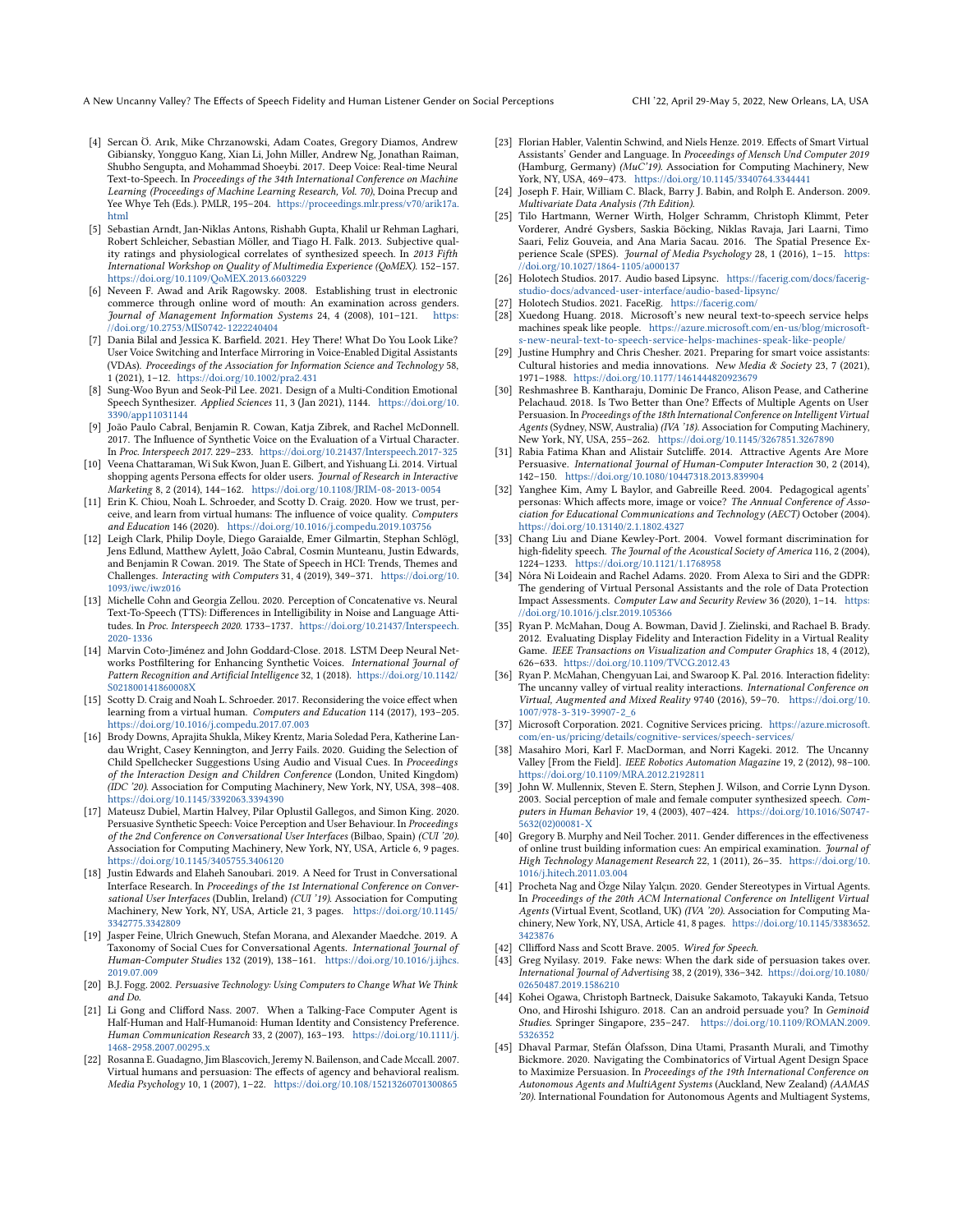[4] Sercan Ö. Arık, Mike Chrzanowski, Adam Coates, Gregory Diamos, Andrew Gibiansky, Yongguo Kang, Xian Li, John Miller, Andrew Ng, Jonathan Raiman, Shubho Sengupta, and Mohammad Shoeybi. 2017. Deep Voice: Real-time Neural Text-to-Speech. In *Proceedings of the 34th International Conference on Machine Learning (Proceedings of Machine Learning Research, Vol. 70)*, Doina Precup and Yee Whye Teh (Eds.). PMLR, 195–204. https://proceedings.mlr.press/v70/arik17a.html

[5] Sebastian Arndt, Jan-Niklas Antons, Rishabh Gupta, Khalil ur Rehman Laghari, Robert Schleicher, Sebastian Möller, and Tiago H. Falk. 2013. Subjective quality ratings and physiological correlates of synthesized speech. In *2013 Fifth International Workshop on Quality of Multimedia Experience (QoMEX)*. 152–157. https://doi.org/10.1109/QoMEX.2013.6603229

[6] Neveen F. Awad and Arik Ragowsky. 2008. Establishing trust in electronic commerce through online word of mouth: An examination across genders. *Journal of Management Information Systems* 24, 4 (2008), 101–121. https://doi.org/10.2753/MIS0742-1222240404

[7] Dania Bilal and Jessica K. Barfield. 2021. Hey There! What Do You Look Like? User Voice Switching and Interface Mirroring in Voice-Enabled Digital Assistants (VDAs). *Proceedings of the Association for Information Science and Technology* 58, 1 (2021), 1–12. https://doi.org/10.1002/pra2.431

[8] Sung-Woo Byun and Seok-Pil Lee. 2021. Design of a Multi-Condition Emotional Speech Synthesizer. *Applied Sciences* 11, 3 (Jan 2021), 1144. https://doi.org/10.3390/app11031144

[9] João Paulo Cabral, Benjamin R. Cowan, Katja Zibrek, and Rachel McDonnell. 2017. The Influence of Synthetic Voice on the Evaluation of a Virtual Character. In *Proc. Interspeech 2017*. 229–233. https://doi.org/10.21437/Interspeech.2017-325

[10] Veena Chattaraman, Wi Suk Kwon, Juan E. Gilbert, and Yishuang Li. 2014. Virtual shopping agents Persona effects for older users. *Journal of Research in Interactive Marketing* 8, 2 (2014), 144–162. https://doi.org/10.1108/JRIM-08-2013-0054

[11] Erin K. Chiou, Noah L. Schroeder, and Scotty D. Craig. 2020. How we trust, perceive, and learn from virtual humans: The influence of voice quality. *Computers and Education* 146 (2020). https://doi.org/10.1016/j.compedu.2019.103756

[12] Leigh Clark, Philip Doyle, Diego Garaialde, Emer Gilmartin, Stephan Schlögl, Jens Edlund, Matthew Aylett, João Cabral, Cosmin Munteanu, Justin Edwards, and Benjamin R Cowan. 2019. The State of Speech in HCI: Trends, Themes and Challenges. *Interacting with Computers* 31, 4 (2019), 349–371. https://doi.org/10.1093/iwc/iwz016

[13] Michelle Cohn and Georgia Zellou. 2020. Perception of Concatenative vs. Neural Text-To-Speech (TTS): Differences in Intelligibility in Noise and Language Attitudes. In *Proc. Interspeech 2020*. 1733–1737. https://doi.org/10.21437/Interspeech.2020-1336

[14] Marvin Coto-Jiménez and John Goddard-Close. 2018. LSTM Deep Neural Networks Postfiltering for Enhancing Synthetic Voices. *International Journal of Pattern Recognition and Artificial Intelligence* 32, 1 (2018). https://doi.org/10.1142/S021800141860008X

[15] Scotty D. Craig and Noah L. Schroeder. 2017. Reconsidering the voice effect when learning from a virtual human. *Computers and Education* 114 (2017), 193–205. https://doi.org/10.1016/j.compedu.2017.07.003

[16] Brody Downs, Aprajita Shukla, Mikey Krentz, Maria Soledad Pera, Katherine Landau Wright, Casey Kennington, and Jerry Fails. 2020. Guiding the Selection of Child Spellchecker Suggestions Using Audio and Visual Cues. In *Proceedings of the Interaction Design and Children Conference* (London, United Kingdom) *(IDC '20)*. Association for Computing Machinery, New York, NY, USA, 398–408. https://doi.org/10.1145/3392063.3394390

[17] Mateusz Dubiel, Martin Halvey, Pilar Oplustil Gallegos, and Simon King. 2020. Persuasive Synthetic Speech: Voice Perception and User Behaviour. In *Proceedings of the 2nd Conference on Conversational User Interfaces* (Bilbao, Spain) *(CUI '20)*. Association for Computing Machinery, New York, NY, USA, Article 6, 9 pages. https://doi.org/10.1145/3405755.3406120

[18] Justin Edwards and Elaheh Sanoubari. 2019. A Need for Trust in Conversational Interface Research. In *Proceedings of the 1st International Conference on Conversational User Interfaces* (Dublin, Ireland) *(CUI '19)*. Association for Computing Machinery, New York, NY, USA, Article 21, 3 pages. https://doi.org/10.1145/3342775.3342809

[19] Jasper Feine, Ulrich Gnewuch, Stefan Morana, and Alexander Maedche. 2019. A Taxonomy of Social Cues for Conversational Agents. *International Journal of Human-Computer Studies* 132 (2019), 138–161. https://doi.org/10.1016/j.ijhcs.2019.07.009

[20] B.J. Fogg. 2002. *Persuasive Technology: Using Computers to Change What We Think and Do.*

[21] Li Gong and Clifford Nass. 2007. When a Talking-Face Computer Agent is Half-Human and Half-Humanoid: Human Identity and Consistency Preference. *Human Communication Research* 33, 2 (2007), 163–193. https://doi.org/10.1111/j.1468-2958.2007.00295.x

[22] Rosanna E. Guadagno, Jim Blascovich, Jeremy N. Bailenson, and Cade Mccall. 2007. Virtual humans and persuasion: The effects of agency and behavioral realism. *Media Psychology* 10, 1 (2007), 1–22. https://doi.org/10.108/15213260701300865

[23] Florian Habler, Valentin Schwind, and Niels Henze. 2019. Effects of Smart Virtual Assistants' Gender and Language. In *Proceedings of Mensch Und Computer 2019* (Hamburg, Germany) *(MuC'19)*. Association for Computing Machinery, New York, NY, USA, 469–473. https://doi.org/10.1145/3340764.3344441

[24] Joseph F. Hair, William C. Black, Barry J. Babin, and Rolph E. Anderson. 2009. *Multivariate Data Analysis (7th Edition).*

[25] Tilo Hartmann, Werner Wirth, Holger Schramm, Christoph Klimmt, Peter Vorderer, André Gysbers, Saskia Böcking, Niklas Ravaja, Jari Laarni, Timo Saari, Feliz Gouveia, and Ana Maria Sacau. 2016. The Spatial Presence Experience Scale (SPES). *Journal of Media Psychology* 28, 1 (2016), 1–15. https://doi.org/10.1027/1864-1105/a000137

[26] Holotech Studios. 2017. Audio based Lipsync. https://facerig.com/docs/facerig-studio-docs/advanced-user-interface/audio-based-lipsync/

[27] Holotech Studios. 2021. FaceRig. https://facerig.com/

[28] Xuedong Huang. 2018. Microsoft's new neural text-to-speech service helps machines speak like people. https://azure.microsoft.com/en-us/blog/microsoft-s-new-neural-text-to-speech-service-helps-machines-speak-like-people/

[29] Justine Humphry and Chris Chesher. 2021. Preparing for smart voice assistants: Cultural histories and media innovations. *New Media & Society* 23, 7 (2021), 1971–1988. https://doi.org/10.1177/1461444820923679

[30] Reshmashree B. Kantharaju, Dominic De Franco, Alison Pease, and Catherine Pelachaud. 2018. Is Two Better than One? Effects of Multiple Agents on User Persuasion. In *Proceedings of the 18th International Conference on Intelligent Virtual Agents* (Sydney, NSW, Australia) *(IVA '18)*. Association for Computing Machinery, New York, NY, USA, 255–262. https://doi.org/10.1145/3267851.3267890

[31] Rabia Fatima Khan and Alistair Sutcliffe. 2014. Attractive Agents Are More Persuasive. *International Journal of Human-Computer Interaction* 30, 2 (2014), 142–150. https://doi.org/10.1080/10447318.2013.839904

[32] Yanghee Kim, Amy L Baylor, and Gabreille Reed. 2004. Pedagogical agents' personas: Which affects more, image or voice? *The Annual Conference of Association for Educational Communications and Technology (AECT)* October (2004). https://doi.org/10.13140/2.1.1802.4327

[33] Chang Liu and Diane Kewley-Port. 2004. Vowel formant discrimination for high-fidelity speech. *The Journal of the Acoustical Society of America* 116, 2 (2004), 1224–1233. https://doi.org/10.1121/1.1768958

[34] Nóra Ni Loideain and Rachel Adams. 2020. From Alexa to Siri and the GDPR: The gendering of Virtual Personal Assistants and the role of Data Protection Impact Assessments. *Computer Law and Security Review* 36 (2020), 1–14. https://doi.org/10.1016/j.clsr.2019.105366

[35] Ryan P. McMahan, Doug A. Bowman, David J. Zielinski, and Rachael B. Brady. 2012. Evaluating Display Fidelity and Interaction Fidelity in a Virtual Reality Game. *IEEE Transactions on Visualization and Computer Graphics* 18, 4 (2012), 626–633. https://doi.org/10.1109/TVCG.2012.43

[36] Ryan P. McMahan, Chengyuan Lai, and Swaroop K. Pal. 2016. Interaction fidelity: The uncanny valley of virtual reality interactions. *International Conference on Virtual, Augmented and Mixed Reality* 9740 (2016), 59–70. https://doi.org/10.1007/978-3-319-39907-2_6

[37] Microsoft Corporation. 2021. Cognitive Services pricing. https://azure.microsoft.com/en-us/pricing/details/cognitive-services/speech-services/

[38] Masahiro Mori, Karl F. MacDorman, and Norri Kageki. 2012. The Uncanny Valley [From the Field]. *IEEE Robotics Automation Magazine* 19, 2 (2012), 98–100. https://doi.org/10.1109/MRA.2012.2192811

[39] John W. Mullennix, Steven E. Stern, Stephen J. Wilson, and Corrie Lynn Dyson. 2003. Social perception of male and female computer synthesized speech. *Computers in Human Behavior* 19, 4 (2003), 407–424. https://doi.org/10.1016/S0747-5632(02)00081-X

[40] Gregory B. Murphy and Neil Tocher. 2011. Gender differences in the effectiveness of online trust building information cues: An empirical examination. *Journal of High Technology Management Research* 22, 1 (2011), 26–35. https://doi.org/10.1016/j.hitech.2011.03.004

[41] Procheta Nag and Özge Nilay Yalçın. 2020. Gender Stereotypes in Virtual Agents. In *Proceedings of the 20th ACM International Conference on Intelligent Virtual Agents* (Virtual Event, Scotland, UK) *(IVA '20)*. Association for Computing Machinery, New York, NY, USA, Article 41, 8 pages. https://doi.org/10.1145/3383652.3423876

[42] Clifford Nass and Scott Brave. 2005. *Wired for Speech.*

[43] Greg Nyilasy. 2019. Fake news: When the dark side of persuasion takes over. *International Journal of Advertising* 38, 2 (2019), 336–342. https://doi.org/10.1080/02650487.2019.1586210

[44] Kohei Ogawa, Christoph Bartneck, Daisuke Sakamoto, Takayuki Kanda, Tetsuo Ono, and Hiroshi Ishiguro. 2018. Can an android persuade you? In *Geminoid Studies*. Springer Singapore, 235–247. https://doi.org/10.1109/ROMAN.2009.5326352

[45] Dhaval Parmar, Stefán Ólafsson, Dina Utami, Prasanth Murali, and Timothy Bickmore. 2020. Navigating the Combinatorics of Virtual Agent Design Space to Maximize Persuasion. In *Proceedings of the 19th International Conference on Autonomous Agents and MultiAgent Systems* (Auckland, New Zealand) *(AAMAS '20)*. International Foundation for Autonomous Agents and Multiagent Systems,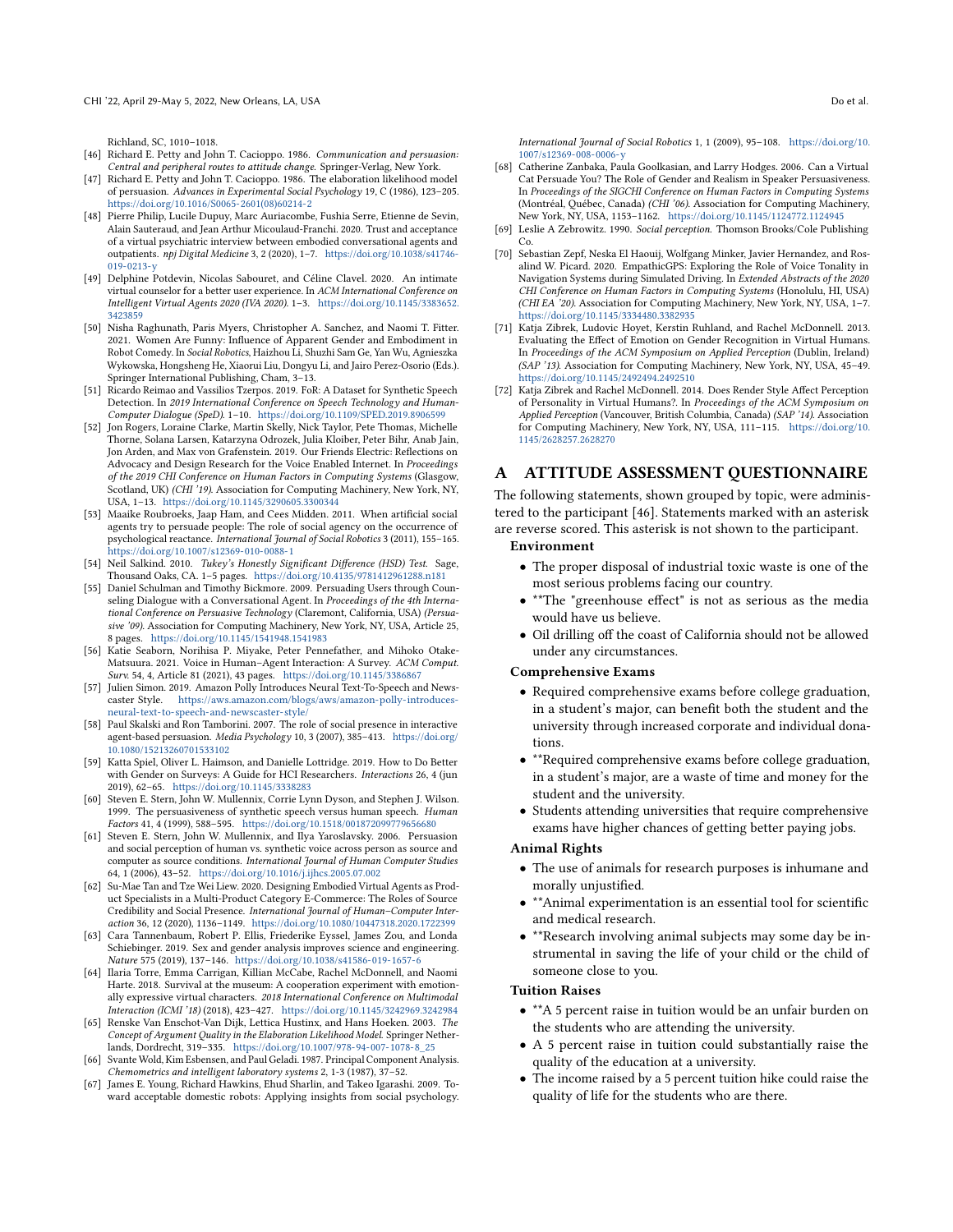Richland, SC, 1010–1018.

[46] Richard E. Petty and John T. Cacioppo. 1986. *Communication and persuasion: Central and peripheral routes to attitude change.* Springer-Verlag, New York.

[47] Richard E. Petty and John T. Cacioppo. 1986. The elaboration likelihood model of persuasion. *Advances in Experimental Social Psychology* 19, C (1986), 123–205. https://doi.org/10.1016/S0065-2601(08)60214-2

[48] Pierre Philip, Lucile Dupuy, Marc Auriacombe, Fushia Serre, Etienne de Sevin, Alain Sauteraud, and Jean Arthur Micoulaud-Franchi. 2020. Trust and acceptance of a virtual psychiatric interview between embodied conversational agents and outpatients. *npj Digital Medicine* 3, 2 (2020), 1–7. https://doi.org/10.1038/s41746-019-0213-y

[49] Delphine Potdevin, Nicolas Sabouret, and Céline Clavel. 2020. An intimate virtual counselor for a better user experience. In *ACM International Conference on Intelligent Virtual Agents 2020 (IVA 2020)*. 1–3. https://doi.org/10.1145/3383652.3423859

[50] Nisha Raghunath, Paris Myers, Christopher A. Sanchez, and Naomi T. Fitter. 2021. Women Are Funny: Influence of Apparent Gender and Embodiment in Robot Comedy. In *Social Robotics*, Haizhou Li, Shuzhi Sam Ge, Yan Wu, Agnieszka Wykowska, Hongsheng He, Xiaorui Liu, Dongyu Li, and Jairo Perez-Osorio (Eds.). Springer International Publishing, Cham, 3–13.

[51] Ricardo Reimao and Vassilios Tzerpos. 2019. FoR: A Dataset for Synthetic Speech Detection. In *2019 International Conference on Speech Technology and Human-Computer Dialogue (SpeD)*. 1–10. https://doi.org/10.1109/SPED.2019.8906599

[52] Jon Rogers, Loraine Clarke, Martin Skelly, Nick Taylor, Pete Thomas, Michelle Thorne, Solana Larsen, Katarzyna Odrozek, Julia Kloiber, Peter Bihr, Anab Jain, Jon Arden, and Max von Grafenstein. 2019. Our Friends Electric: Reflections on Advocacy and Design Research for the Voice Enabled Internet. In *Proceedings of the 2019 CHI Conference on Human Factors in Computing Systems* (Glasgow, Scotland, UK) *(CHI '19)*. Association for Computing Machinery, New York, NY, USA, 1–13. https://doi.org/10.1145/3290605.3300344

[53] Maaike Roubroeks, Jaap Ham, and Cees Midden. 2011. When artificial social agents try to persuade people: The role of social agency on the occurrence of psychological reactance. *International Journal of Social Robotics* 3 (2011), 155–165. https://doi.org/10.1007/s12369-010-0088-1

[54] Neil Salkind. 2010. *Tukey's Honestly Significant Difference (HSD) Test.* Sage, Thousand Oaks, CA. 1–5 pages. https://doi.org/10.4135/9781412961288.n181

[55] Daniel Schulman and Timothy Bickmore. 2009. Persuading Users through Counseling Dialogue with a Conversational Agent. In *Proceedings of the 4th International Conference on Persuasive Technology* (Claremont, California, USA) *(Persuasive '09)*. Association for Computing Machinery, New York, NY, USA, Article 25, 8 pages. https://doi.org/10.1145/1541948.1541983

[56] Katie Seaborn, Norihisa P. Miyake, Peter Pennefather, and Mihoko Otake-Matsuura. 2021. Voice in Human–Agent Interaction: A Survey. *ACM Comput. Surv.* 54, 4, Article 81 (2021), 43 pages. https://doi.org/10.1145/3386867

[57] Julien Simon. 2019. Amazon Polly Introduces Neural Text-To-Speech and Newscaster Style. https://aws.amazon.com/blogs/aws/amazon-polly-introduces-neural-text-to-speech-and-newscaster-style/

[58] Paul Skalski and Ron Tamborini. 2007. The role of social presence in interactive agent-based persuasion. *Media Psychology* 10, 3 (2007), 385–413. https://doi.org/10.1080/15213260701533102

[59] Katta Spiel, Oliver L. Haimson, and Danielle Lottridge. 2019. How to Do Better with Gender on Surveys: A Guide for HCI Researchers. *Interactions* 26, 4 (jun 2019), 62–65. https://doi.org/10.1145/3338283

[60] Steven E. Stern, John W. Mullennix, Corrie Lynn Dyson, and Stephen J. Wilson. 1999. The persuasiveness of synthetic speech versus human speech. *Human Factors* 41, 4 (1999), 588–595. https://doi.org/10.1518/001872099779656680

[61] Steven E. Stern, John W. Mullennix, and Ilya Yaroslavsky. 2006. Persuasion and social perception of human vs. synthetic voice across person as source and computer as source conditions. *International Journal of Human Computer Studies* 64, 1 (2006), 43–52. https://doi.org/10.1016/j.ijhcs.2005.07.002

[62] Su-Mae Tan and Tze Wei Liew. 2020. Designing Embodied Virtual Agents as Product Specialists in a Multi-Product Category E-Commerce: The Roles of Source Credibility and Social Presence. *International Journal of Human–Computer Interaction* 36, 12 (2020), 1136–1149. https://doi.org/10.1080/10447318.2020.1722399

[63] Cara Tannenbaum, Robert P. Ellis, Friederike Eyssel, James Zou, and Londa Schiebinger. 2019. Sex and gender analysis improves science and engineering. *Nature* 575 (2019), 137–146. https://doi.org/10.1038/s41586-019-1657-6

[64] Ilaria Torre, Emma Carrigan, Killian McCabe, Rachel McDonnell, and Naomi Harte. 2018. Survival at the museum: A cooperation experiment with emotionally expressive virtual characters. *2018 International Conference on Multimodal Interaction (ICMI '18)* (2018), 423–427. https://doi.org/10.1145/3242969.3242984

[65] Renske Van Enschot-Van Dijk, Lettica Hustinx, and Hans Hoeken. 2003. *The Concept of Argument Quality in the Elaboration Likelihood Model.* Springer Netherlands, Dordrecht, 319–335. https://doi.org/10.1007/978-94-007-1078-8_25

[66] Svante Wold, Kim Esbensen, and Paul Geladi. 1987. Principal Component Analysis. *Chemometrics and intelligent laboratory systems* 2, 1-3 (1987), 37–52.

[67] James E. Young, Richard Hawkins, Ehud Sharlin, and Takeo Igarashi. 2009. Toward acceptable domestic robots: Applying insights from social psychology. *International Journal of Social Robotics* 1, 1 (2009), 95–108. https://doi.org/10.1007/s12369-008-0006-y

[68] Catherine Zanbaka, Paula Goolkasian, and Larry Hodges. 2006. Can a Virtual Cat Persuade You? The Role of Gender and Realism in Speaker Persuasiveness. In *Proceedings of the SIGCHI Conference on Human Factors in Computing Systems* (Montréal, Québec, Canada) *(CHI '06)*. Association for Computing Machinery, New York, NY, USA, 1153–1162. https://doi.org/10.1145/1124772.1124945

[69] Leslie A Zebrowitz. 1990. *Social perception.* Thomson Brooks/Cole Publishing Co.

[70] Sebastian Zepf, Neska El Haouij, Wolfgang Minker, Javier Hernandez, and Rosalind W. Picard. 2020. EmpathicGPS: Exploring the Role of Voice Tonality in Navigation Systems during Simulated Driving. In *Extended Abstracts of the 2020 CHI Conference on Human Factors in Computing Systems* (Honolulu, HI, USA) *(CHI EA '20)*. Association for Computing Machinery, New York, NY, USA, 1–7. https://doi.org/10.1145/3334480.3382935

[71] Katja Zibrek, Ludovic Hoyet, Kerstin Ruhland, and Rachel McDonnell. 2013. Evaluating the Effect of Emotion on Gender Recognition in Virtual Humans. In *Proceedings of the ACM Symposium on Applied Perception* (Dublin, Ireland) *(SAP '13)*. Association for Computing Machinery, New York, NY, USA, 45–49. https://doi.org/10.1145/2492494.2492510

[72] Katja Zibrek and Rachel McDonnell. 2014. Does Render Style Affect Perception of Personality in Virtual Humans?. In *Proceedings of the ACM Symposium on Applied Perception* (Vancouver, British Columbia, Canada) *(SAP '14)*. Association for Computing Machinery, New York, NY, USA, 111–115. https://doi.org/10.1145/2628257.2628270

# A ATTITUDE ASSESSMENT QUESTIONNAIRE

The following statements, shown grouped by topic, were administered to the participant [46]. Statements marked with an asterisk are reverse scored. This asterisk is not shown to the participant.

**Environment**

- The proper disposal of industrial toxic waste is one of the most serious problems facing our country.
- **The "greenhouse effect" is not as serious as the media would have us believe.
- Oil drilling off the coast of California should not be allowed under any circumstances.

**Comprehensive Exams**

- Required comprehensive exams before college graduation, in a student's major, can benefit both the student and the university through increased corporate and individual donations.
- **Required comprehensive exams before college graduation, in a student's major, are a waste of time and money for the student and the university.
- Students attending universities that require comprehensive exams have higher chances of getting better paying jobs.

**Animal Rights**

- The use of animals for research purposes is inhumane and morally unjustified.
- **Animal experimentation is an essential tool for scientific and medical research.
- **Research involving animal subjects may some day be instrumental in saving the life of your child or the child of someone close to you.

**Tuition Raises**

- **A 5 percent raise in tuition would be an unfair burden on the students who are attending the university.
- A 5 percent raise in tuition could substantially raise the quality of the education at a university.
- The income raised by a 5 percent tuition hike could raise the quality of life for the students who are there.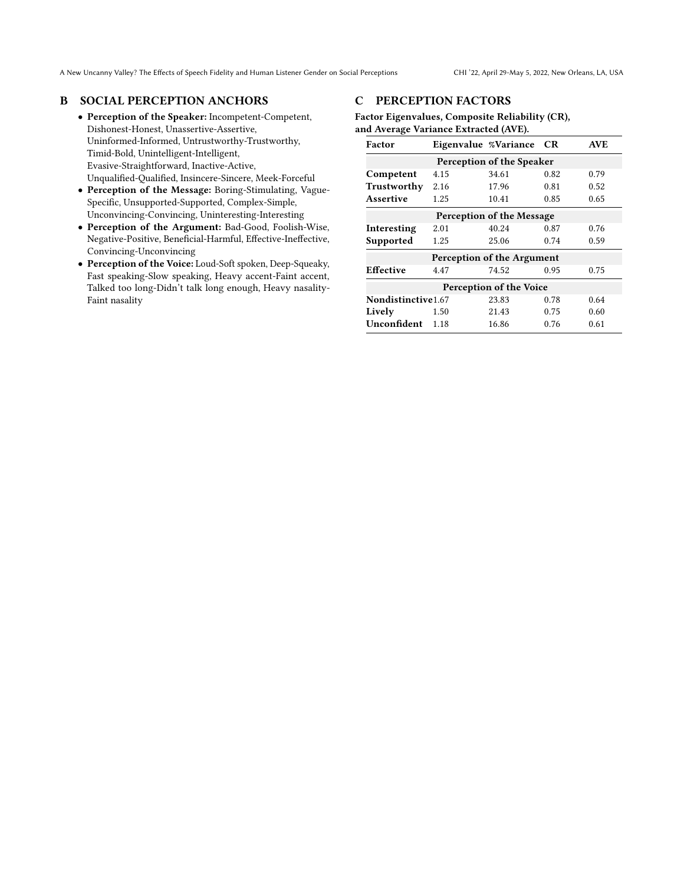## B SOCIAL PERCEPTION ANCHORS

- **Perception of the Speaker:** Incompetent-Competent, Dishonest-Honest, Unassertive-Assertive, Uninformed-Informed, Untrustworthy-Trustworthy, Timid-Bold, Unintelligent-Intelligent, Evasive-Straightforward, Inactive-Active, Unqualified-Qualified, Insincere-Sincere, Meek-Forceful
- **Perception of the Message:** Boring-Stimulating, Vague-Specific, Unsupported-Supported, Complex-Simple, Unconvincing-Convincing, Uninteresting-Interesting
- **Perception of the Argument:** Bad-Good, Foolish-Wise, Negative-Positive, Beneficial-Harmful, Effective-Ineffective, Convincing-Unconvincing
- **Perception of the Voice:** Loud-Soft spoken, Deep-Squeaky, Fast speaking-Slow speaking, Heavy accent-Faint accent, Talked too long-Didn't talk long enough, Heavy nasality-Faint nasality

## C PERCEPTION FACTORS

**Factor Eigenvalues, Composite Reliability (CR), and Average Variance Extracted (AVE).**

| Factor | Eigenvalue | %Variance | CR | AVE |
|---|---|---|---|---|
| **Perception of the Speaker** | | | | |
| **Competent** | 4.15 | 34.61 | 0.82 | 0.79 |
| **Trustworthy** | 2.16 | 17.96 | 0.81 | 0.52 |
| **Assertive** | 1.25 | 10.41 | 0.85 | 0.65 |
| **Perception of the Message** | | | | |
| **Interesting** | 2.01 | 40.24 | 0.87 | 0.76 |
| **Supported** | 1.25 | 25.06 | 0.74 | 0.59 |
| **Perception of the Argument** | | | | |
| **Effective** | 4.47 | 74.52 | 0.95 | 0.75 |
| **Perception of the Voice** | | | | |
| **Nondistinctive** | 1.67 | 23.83 | 0.78 | 0.64 |
| **Lively** | 1.50 | 21.43 | 0.75 | 0.60 |
| **Unconfident** | 1.18 | 16.86 | 0.76 | 0.61 |